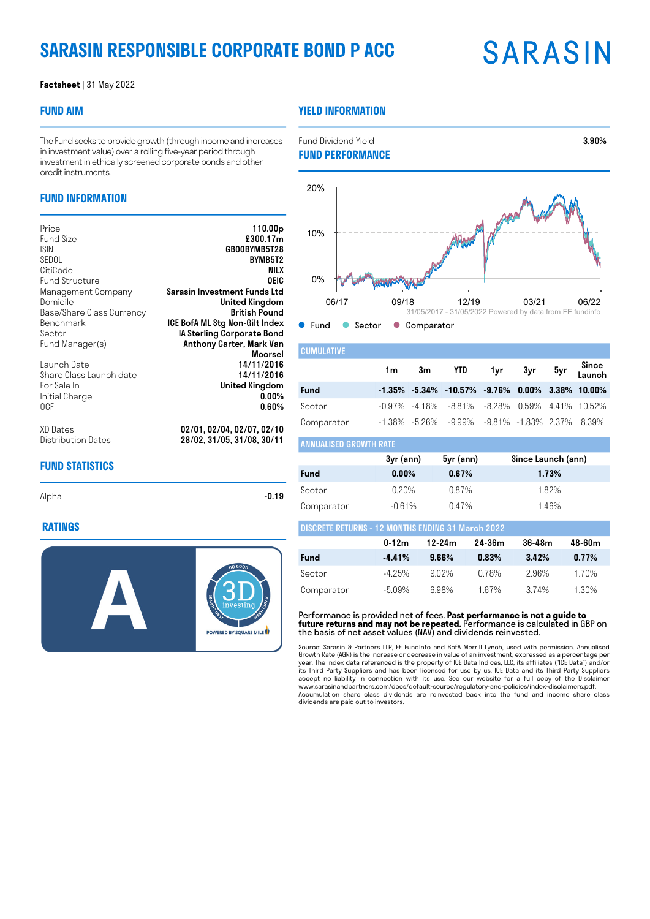# SARASIN RESPONSIBLE CORPORATE BOND P ACC

**Factsheet** | 31 May 2022

## FUND AIM

The Fund seeks to provide growth (through income and increases in investment value) over a rolling five-year period through investment in ethically screened corporate bonds and other credit instruments.

## FUND INFORMATION

| | |
|---|---|
| Price | **110.00p** |
| Fund Size | **£300.17m** |
| ISIN | **GB00BYMB5T28** |
| SEDOL | **BYMB5T2** |
| CitiCode | **NILX** |
| Fund Structure | **OEIC** |
| Management Company | **Sarasin Investment Funds Ltd** |
| Domicile | **United Kingdom** |
| Base/Share Class Currency | **British Pound** |
| Benchmark | **ICE BofA ML Stg Non-Gilt Index** |
| Sector | **IA Sterling Corporate Bond** |
| Fund Manager(s) | **Anthony Carter, Mark Van Moorsel** |
| Launch Date | **14/11/2016** |
| Share Class Launch date | **14/11/2016** |
| For Sale In | **United Kingdom** |
| Initial Charge | **0.00%** |
| OCF | **0.60%** |
| XD Dates | **02/01, 02/04, 02/07, 02/10** |
| Distribution Dates | **28/02, 31/05, 31/08, 30/11** |

## FUND STATISTICS

| | |
|---|---|
| Alpha | **-0.19** |

## RATINGS

A

3D investing — POWERED BY SQUARE MILE

## YIELD INFORMATION

| | |
|---|---|
| Fund Dividend Yield | **3.90%** |

## FUND PERFORMANCE

31/05/2017 - 31/05/2022 Powered by data from FE fundinfo

● Fund ● Sector ● Comparator

### CUMULATIVE

| | 1m | 3m | YTD | 1yr | 3yr | 5yr | Since Launch |
|---|---|---|---|---|---|---|---|
| **Fund** | **-1.35%** | **-5.34%** | **-10.57%** | **-9.76%** | **0.00%** | **3.38%** | **10.00%** |
| Sector | -0.97% | -4.18% | -8.81% | -8.28% | 0.59% | 4.41% | 10.52% |
| Comparator | -1.38% | -5.26% | -9.99% | -9.81% | -1.83% | 2.37% | 8.39% |

### ANNUALISED GROWTH RATE

| | 3yr (ann) | 5yr (ann) | Since Launch (ann) |
|---|---|---|---|
| **Fund** | **0.00%** | **0.67%** | **1.73%** |
| Sector | 0.20% | 0.87% | 1.82% |
| Comparator | -0.61% | 0.47% | 1.46% |

### DISCRETE RETURNS - 12 MONTHS ENDING 31 March 2022

| | 0-12m | 12-24m | 24-36m | 36-48m | 48-60m |
|---|---|---|---|---|---|
| **Fund** | **-4.41%** | **9.66%** | **0.83%** | **3.42%** | **0.77%** |
| Sector | -4.25% | 9.02% | 0.78% | 2.96% | 1.70% |
| Comparator | -5.09% | 6.98% | 1.67% | 3.74% | 1.30% |

Performance is provided net of fees. **Past performance is not a guide to future returns and may not be repeated.** Performance is calculated in GBP on the basis of net asset values (NAV) and dividends reinvested.

Source: Sarasin & Partners LLP, FE FundInfo and BofA Merrill Lynch, used with permission. Annualised Growth Rate (AGR) is the increase or decrease in value of an investment, expressed as a percentage per year. The index data referenced is the property of ICE Data Indices, LLC, its affiliates ("ICE Data") and/or its Third Party Suppliers and has been licensed for use by us. ICE Data and its Third Party Suppliers accept no liability in connection with its use. See our website for a full copy of the Disclaimer www.sarasinandpartners.com/docs/default-source/regulatory-and-policies/index-disclaimers.pdf. Accumulation share class dividends are reinvested back into the fund and income share class dividends are paid out to investors.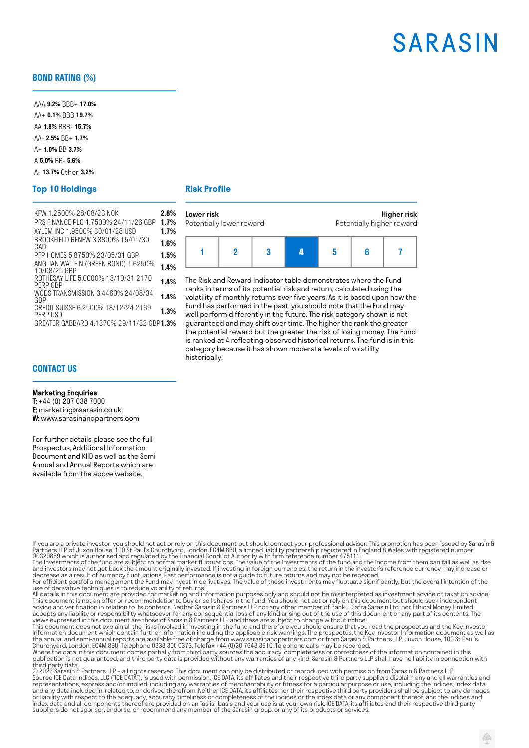# SARASIN

## BOND RATING (%)

| | | | |
|---|---|---|---|
| AAA | **9.2%** | BBB+ | **17.0%** |
| AA+ | **0.1%** | BBB | **19.7%** |
| AA | **1.8%** | BBB- | **15.7%** |
| AA- | **2.5%** | BB+ | **1.7%** |
| A+ | **1.0%** | BB | **3.7%** |
| A | **5.0%** | BB- | **5.6%** |
| A- | **13.7%** | Other | **3.2%** |

## Top 10 Holdings

| | |
|---|---|
| KFW 1.2500% 28/08/23 NOK | **2.8%** |
| PRS FINANCE PLC 1.7500% 24/11/26 GBP | **1.7%** |
| XYLEM INC 1.9500% 30/01/28 USD | **1.7%** |
| BROOKFIELD RENEW 3.3800% 15/01/30 CAD | **1.6%** |
| PFP HOMES 5.8750% 23/05/31 GBP | **1.5%** |
| ANGLIAN WAT FIN (GREEN BOND) 1.6250% 10/08/25 GBP | **1.4%** |
| ROTHESAY LIFE 5.0000% 13/10/31 2170 PERP GBP | **1.4%** |
| WODS TRANSMISSION 3.4460% 24/08/34 GBP | **1.4%** |
| CREDIT SUISSE 6.2500% 18/12/24 2169 PERP USD | **1.3%** |
| GREATER GABBARD 4.1370% 29/11/32 GBP | **1.3%** |

## Risk Profile

**Lower risk**
Potentially lower reward

**Higher risk**
Potentially higher reward

| 1 | 2 | 3 | **4** | 5 | 6 | 7 |
|---|---|---|---|---|---|---|

The Risk and Reward Indicator table demonstrates where the Fund ranks in terms of its potential risk and return, calculated using the volatility of monthly returns over five years. As it is based upon how the Fund has performed in the past, you should note that the Fund may well perform differently in the future. The risk category shown is not guaranteed and may shift over time. The higher the rank the greater the potential reward but the greater the risk of losing money. The Fund is ranked at 4 reflecting observed historical returns. The fund is in this category because it has shown moderate levels of volatility historically.

## CONTACT US

**Marketing Enquiries**
**T:** +44 (0) 207 038 7000
**E:** marketing@sarasin.co.uk
**W:** www.sarasinandpartners.com

For further details please see the full Prospectus, Additional Information Document and KIID as well as the Semi Annual and Annual Reports which are available from the above website.

If you are a private investor, you should not act or rely on this document but should contact your professional adviser. This promotion has been issued by Sarasin & Partners LLP of Juxon House, 100 St Paul's Churchyard, London, EC4M 8BU, a limited liability partnership registered in England & Wales with registered number OC329859 which is authorised and regulated by the Financial Conduct Authority with firm reference number 475111.
The investments of the fund are subject to normal market fluctuations. The value of the investments of the fund and the income from them can fall as well as rise and investors may not get back the amount originally invested. If investing in foreign currencies, the return in the investor's reference currency may increase or decrease as a result of currency fluctuations. Past performance is not a guide to future returns and may not be repeated.
For efficient portfolio management the Fund may invest in derivatives. The value of these investments may fluctuate significantly, but the overall intention of the use of derivative techniques is to reduce volatility of returns.
All details in this document are provided for marketing and information purposes only and should not be misinterpreted as investment advice or taxation advice. This document is not an offer or recommendation to buy or sell shares in the fund. You should not act or rely on this document but should seek independent advice and verification in relation to its contents. Neither Sarasin & Partners LLP nor any other member of Bank J. Safra Sarasin Ltd. nor Ethical Money Limited accepts any liability or responsibility whatsoever for any consequential loss of any kind arising out of the use of this document or any part of its contents. The views expressed in this document are those of Sarasin & Partners LLP and these are subject to change without notice.
This document does not explain all the risks involved in investing in the fund and therefore you should ensure that you read the prospectus and the Key Investor Information document which contain further information including the applicable risk warnings. The prospectus, the Key Investor Information document as well as the annual and semi-annual reports are available free of charge from www.sarasinandpartners.com or from Sarasin & Partners LLP, Juxon House, 100 St Paul's Churchyard, London, EC4M 8BU, Telephone 0333 300 0373, Telefax +44 (0)20 7643 3910. Telephone calls may be recorded.
Where the data in this document comes partially from third party sources the accuracy, completeness or correctness of the information contained in this publication is not guaranteed, and third party data is provided without any warranties of any kind. Sarasin & Partners LLP shall have no liability in connection with third party data.
© 2022 Sarasin & Partners LLP – all rights reserved. This document can only be distributed or reproduced with permission from Sarasin & Partners LLP.
Source ICE Data Indices, LLC ("ICE DATA"), is used with permission. ICE DATA, its affiliates and their respective third party suppliers disclaim any and all warranties and representations, express and/or implied, including any warranties of merchantability or fitness for a particular purpose or use, including the indices, index data and any data included in, related to, or derived therefrom. Neither ICE DATA, its affiliates nor their respective third party providers shall be subject to any damages or liability with respect to the adequacy, accuracy, timeliness or completeness of the indices or the index data or any component thereof, and the indices and index data and all components thereof are provided on an "as is" basis and your use is at your own risk. ICE DATA, its affiliates and their respective third party suppliers do not sponsor, endorse, or recommend any member of the Sarasin group, or any of its products or services.